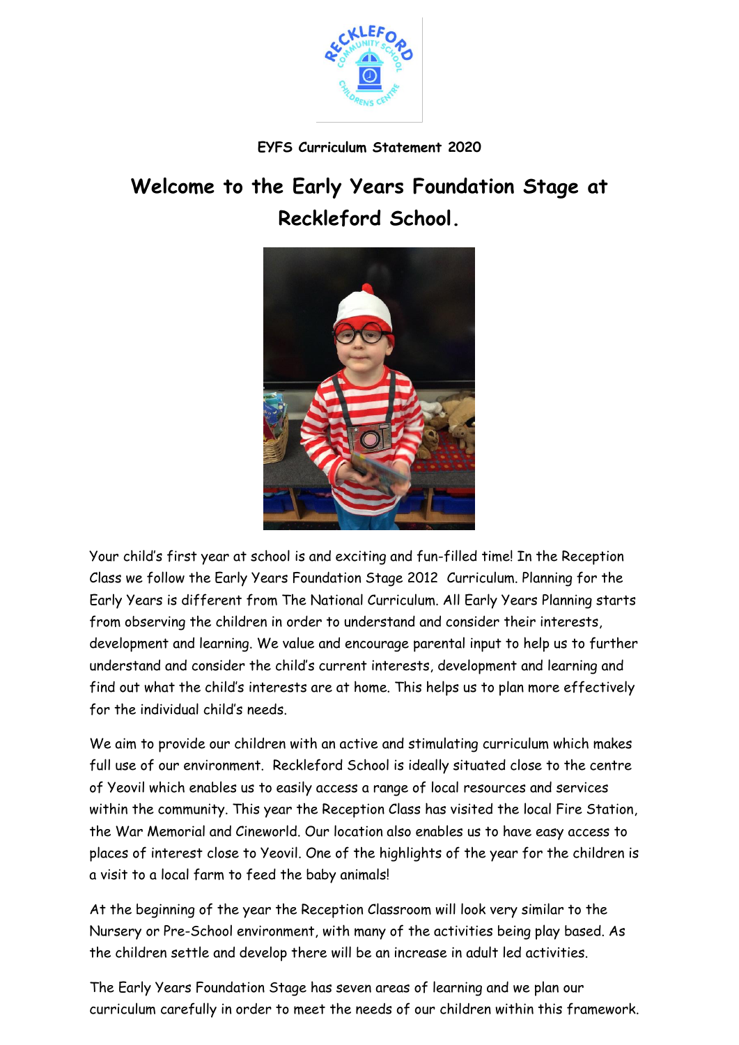EYFS Curriculum Statement 2020

# Welcome to the Early Years Foundation Stage at Reckleford School.

Your child's first year at school is and exciting and fun-filled time! In the Reception Class we follow the Early Years Foundation Stage 2012 Curriculum. Planning for the Early Years is different from The National Curriculum. All Early Years Planning starts from observing the children in order to understand and consider their interests, development and learning. We value and encourage parental input to help us to further understand and consider the child's current interests, development and learning and find out what the child's interests are at home. This helps us to plan more effectively for the individual child's needs.

We aim to provide our children with an active and stimulating curriculum which makes full use of our environment. Reckleford School is ideally situated close to the centre of Yeovil which enables us to easily access a range of local resources and services within the community. This year the Reception Class has visited the local Fire Station, the War Memorial and Cineworld. Our location also enables us to have easy access to places of interest close to Yeovil. One of the highlights of the year for the children is a visit to a local farm to feed the baby animals!

At the beginning of the year the Reception Classroom will look very similar to the Nursery or Pre-School environment, with many of the activities being play based. As the children settle and develop there will be an increase in adult led activities.

The Early Years Foundation Stage has seven areas of learning and we plan our curriculum carefully in order to meet the needs of our children within this framework.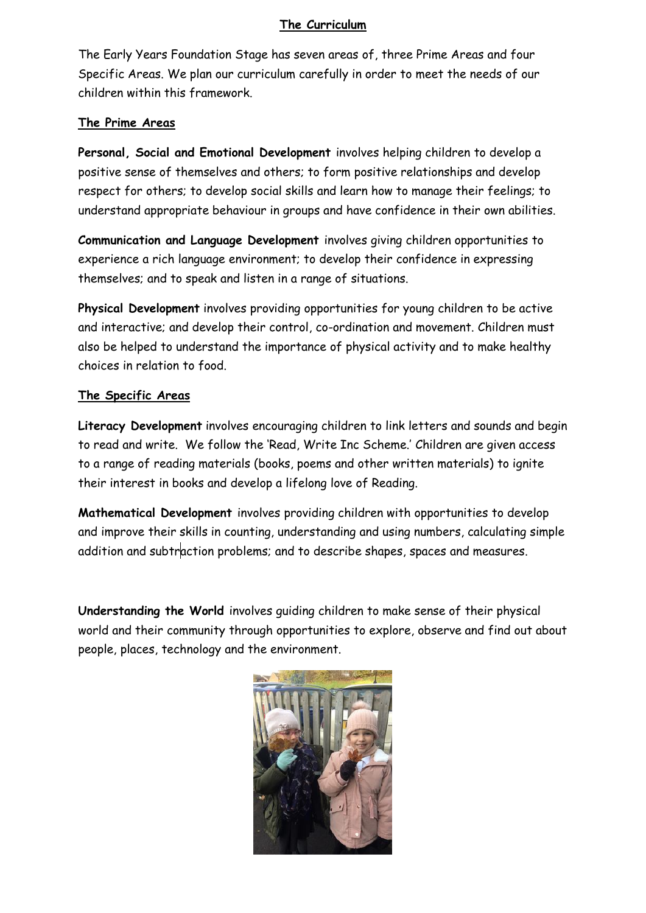## The Curriculum

The Early Years Foundation Stage has seven areas of, three Prime Areas and four Specific Areas. We plan our curriculum carefully in order to meet the needs of our children within this framework.

### The Prime Areas

**Personal, Social and Emotional Development** involves helping children to develop a positive sense of themselves and others; to form positive relationships and develop respect for others; to develop social skills and learn how to manage their feelings; to understand appropriate behaviour in groups and have confidence in their own abilities.

**Communication and Language Development** involves giving children opportunities to experience a rich language environment; to develop their confidence in expressing themselves; and to speak and listen in a range of situations.

**Physical Development** involves providing opportunities for young children to be active and interactive; and develop their control, co-ordination and movement. Children must also be helped to understand the importance of physical activity and to make healthy choices in relation to food.

### The Specific Areas

**Literacy Development** involves encouraging children to link letters and sounds and begin to read and write. We follow the 'Read, Write Inc Scheme.' Children are given access to a range of reading materials (books, poems and other written materials) to ignite their interest in books and develop a lifelong love of Reading.

**Mathematical Development** involves providing children with opportunities to develop and improve their skills in counting, understanding and using numbers, calculating simple addition and subtraction problems; and to describe shapes, spaces and measures.

**Understanding the World** involves guiding children to make sense of their physical world and their community through opportunities to explore, observe and find out about people, places, technology and the environment.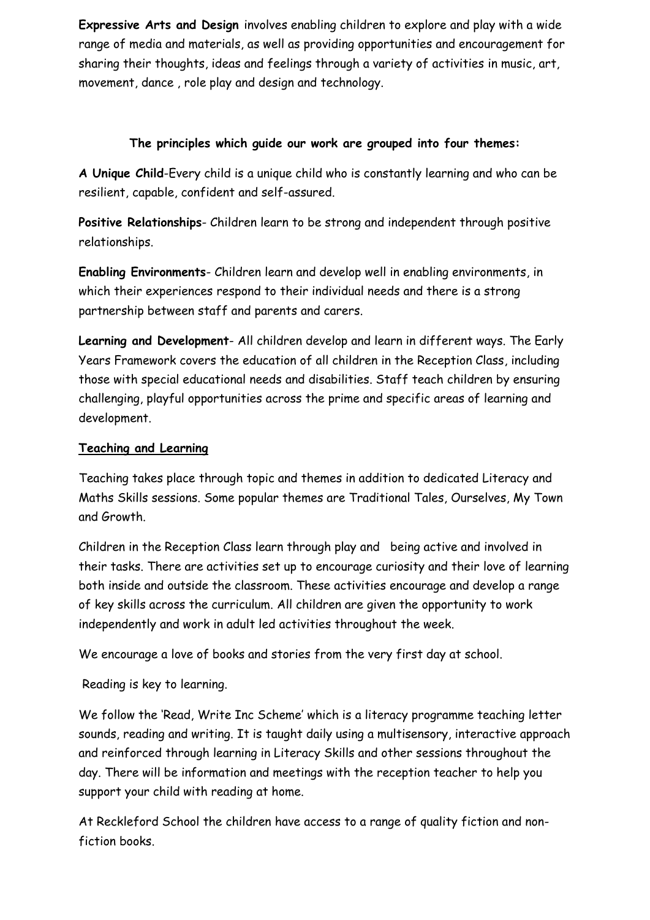**Expressive Arts and Design** involves enabling children to explore and play with a wide range of media and materials, as well as providing opportunities and encouragement for sharing their thoughts, ideas and feelings through a variety of activities in music, art, movement, dance , role play and design and technology.

**The principles which guide our work are grouped into four themes:**

**A Unique Child**-Every child is a unique child who is constantly learning and who can be resilient, capable, confident and self-assured.

**Positive Relationships**- Children learn to be strong and independent through positive relationships.

**Enabling Environments**- Children learn and develop well in enabling environments, in which their experiences respond to their individual needs and there is a strong partnership between staff and parents and carers.

**Learning and Development**- All children develop and learn in different ways. The Early Years Framework covers the education of all children in the Reception Class, including those with special educational needs and disabilities. Staff teach children by ensuring challenging, playful opportunities across the prime and specific areas of learning and development.

**Teaching and Learning**

Teaching takes place through topic and themes in addition to dedicated Literacy and Maths Skills sessions. Some popular themes are Traditional Tales, Ourselves, My Town and Growth.

Children in the Reception Class learn through play and being active and involved in their tasks. There are activities set up to encourage curiosity and their love of learning both inside and outside the classroom. These activities encourage and develop a range of key skills across the curriculum. All children are given the opportunity to work independently and work in adult led activities throughout the week.

We encourage a love of books and stories from the very first day at school.

Reading is key to learning.

We follow the 'Read, Write Inc Scheme' which is a literacy programme teaching letter sounds, reading and writing. It is taught daily using a multisensory, interactive approach and reinforced through learning in Literacy Skills and other sessions throughout the day. There will be information and meetings with the reception teacher to help you support your child with reading at home.

At Reckleford School the children have access to a range of quality fiction and non-fiction books.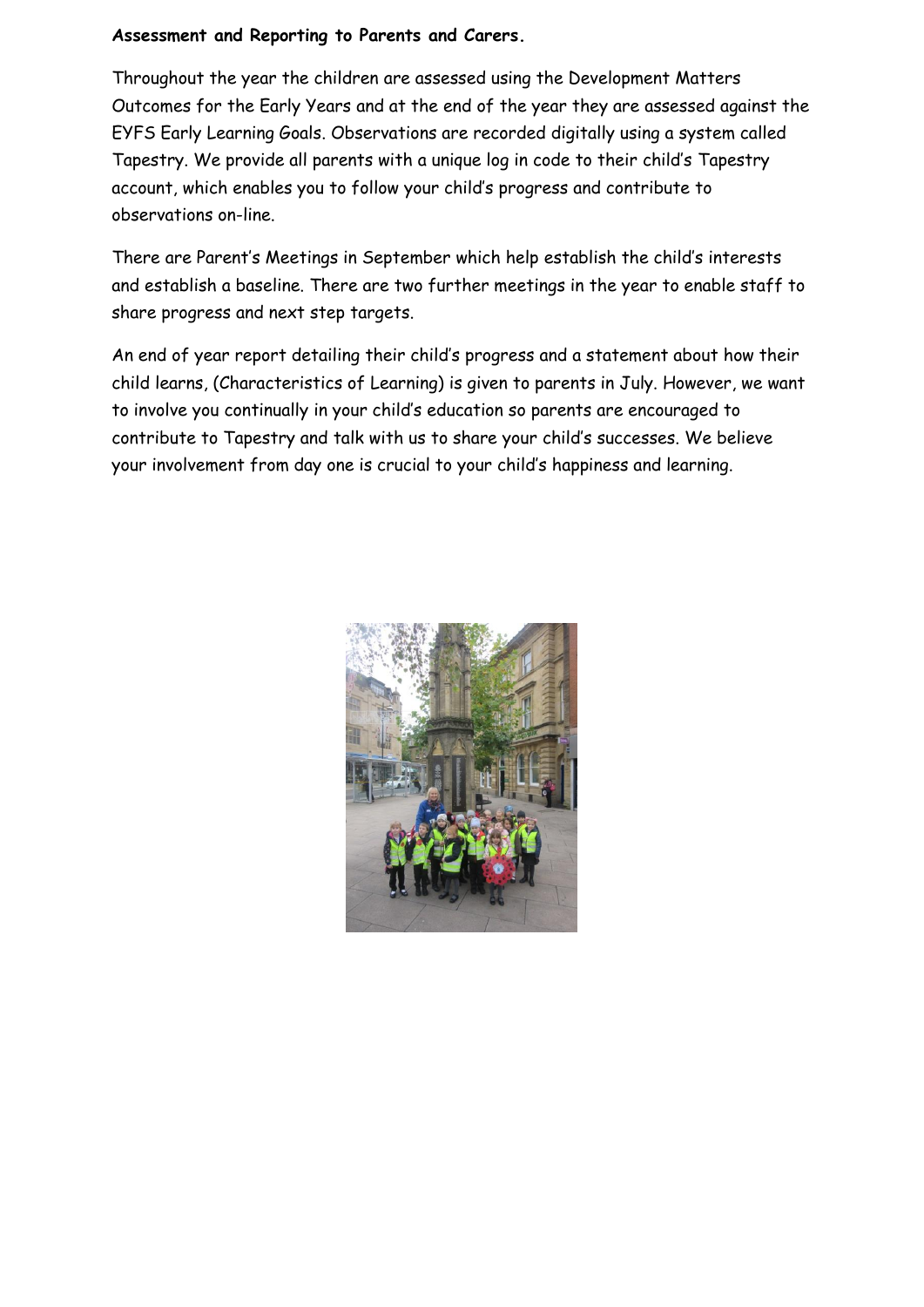**Assessment and Reporting to Parents and Carers.**

Throughout the year the children are assessed using the Development Matters Outcomes for the Early Years and at the end of the year they are assessed against the EYFS Early Learning Goals. Observations are recorded digitally using a system called Tapestry. We provide all parents with a unique log in code to their child's Tapestry account, which enables you to follow your child's progress and contribute to observations on-line.

There are Parent's Meetings in September which help establish the child's interests and establish a baseline. There are two further meetings in the year to enable staff to share progress and next step targets.

An end of year report detailing their child's progress and a statement about how their child learns, (Characteristics of Learning) is given to parents in July. However, we want to involve you continually in your child's education so parents are encouraged to contribute to Tapestry and talk with us to share your child's successes. We believe your involvement from day one is crucial to your child's happiness and learning.